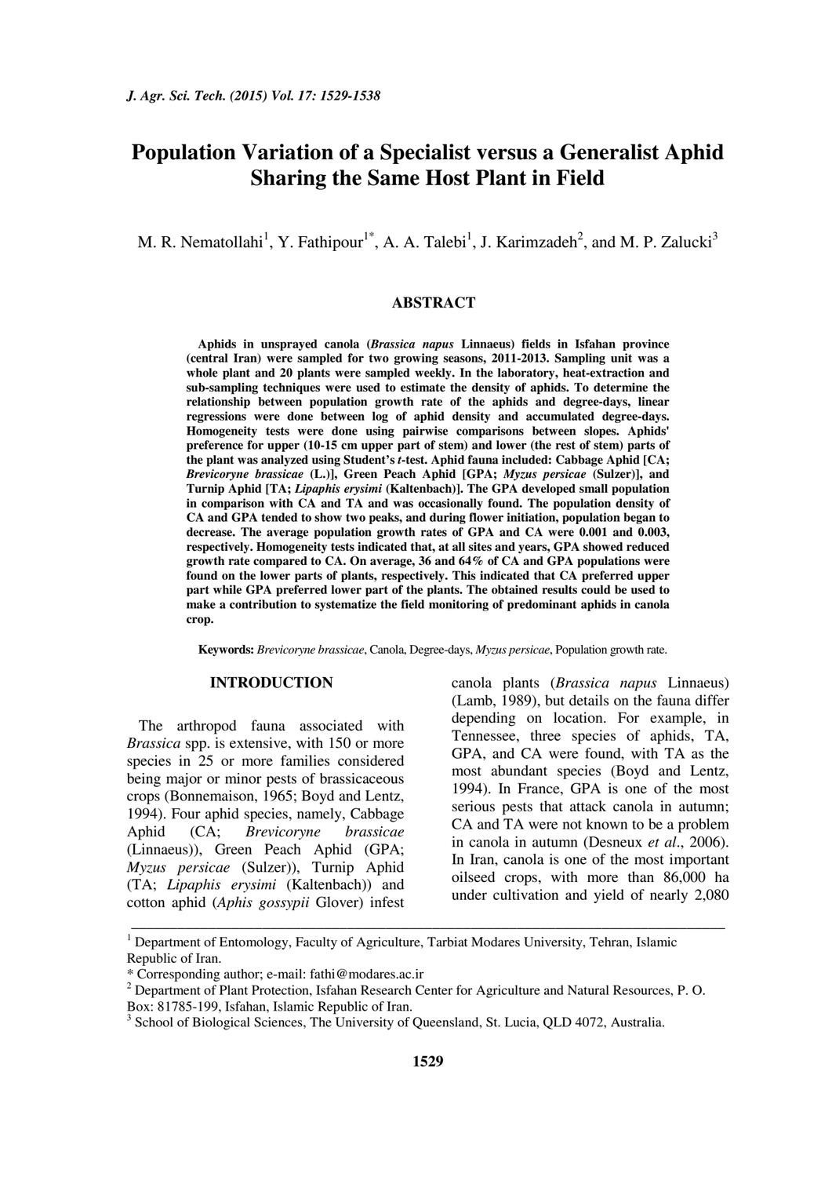# Population Variation of a Specialist versus a Generalist Aphid Sharing the Same Host Plant in Field

M. R. Nematollahi[1], Y. Fathipour[1*], A. A. Talebi[1], J. Karimzadeh[2], and M. P. Zalucki[3]

## ABSTRACT

**Aphids in unsprayed canola (*Brassica napus* Linnaeus) fields in Isfahan province (central Iran) were sampled for two growing seasons, 2011-2013. Sampling unit was a whole plant and 20 plants were sampled weekly. In the laboratory, heat-extraction and sub-sampling techniques were used to estimate the density of aphids. To determine the relationship between population growth rate of the aphids and degree-days, linear regressions were done between log of aphid density and accumulated degree-days. Homogeneity tests were done using pairwise comparisons between slopes. Aphids' preference for upper (10-15 cm upper part of stem) and lower (the rest of stem) parts of the plant was analyzed using Student's *t*-test. Aphid fauna included: Cabbage Aphid [CA; *Brevicoryne brassicae* (L.)], Green Peach Aphid [GPA; *Myzus persicae* (Sulzer)], and Turnip Aphid [TA; *Lipaphis erysimi* (Kaltenbach)]. The GPA developed small population in comparison with CA and TA and was occasionally found. The population density of CA and GPA tended to show two peaks, and during flower initiation, population began to decrease. The average population growth rates of GPA and CA were 0.001 and 0.003, respectively. Homogeneity tests indicated that, at all sites and years, GPA showed reduced growth rate compared to CA. On average, 36 and 64% of CA and GPA populations were found on the lower parts of plants, respectively. This indicated that CA preferred upper part while GPA preferred lower part of the plants. The obtained results could be used to make a contribution to systematize the field monitoring of predominant aphids in canola crop.**

**Keywords:** *Brevicoryne brassicae*, Canola, Degree-days, *Myzus persicae*, Population growth rate.

## INTRODUCTION

The arthropod fauna associated with *Brassica* spp. is extensive, with 150 or more species in 25 or more families considered being major or minor pests of brassicaceous crops (Bonnemaison, 1965; Boyd and Lentz, 1994). Four aphid species, namely, Cabbage Aphid (CA; *Brevicoryne brassicae* (Linnaeus)), Green Peach Aphid (GPA; *Myzus persicae* (Sulzer)), Turnip Aphid (TA; *Lipaphis erysimi* (Kaltenbach)) and cotton aphid (*Aphis gossypii* Glover) infest canola plants (*Brassica napus* Linnaeus) (Lamb, 1989), but details on the fauna differ depending on location. For example, in Tennessee, three species of aphids, TA, GPA, and CA were found, with TA as the most abundant species (Boyd and Lentz, 1994). In France, GPA is one of the most serious pests that attack canola in autumn; CA and TA were not known to be a problem in canola in autumn (Desneux *et al*., 2006). In Iran, canola is one of the most important oilseed crops, with more than 86,000 ha under cultivation and yield of nearly 2,080

---

[1] Department of Entomology, Faculty of Agriculture, Tarbiat Modares University, Tehran, Islamic Republic of Iran.

\* Corresponding author; e-mail: fathi@modares.ac.ir

[2] Department of Plant Protection, Isfahan Research Center for Agriculture and Natural Resources, P. O. Box: 81785-199, Isfahan, Islamic Republic of Iran.

[3] School of Biological Sciences, The University of Queensland, St. Lucia, QLD 4072, Australia.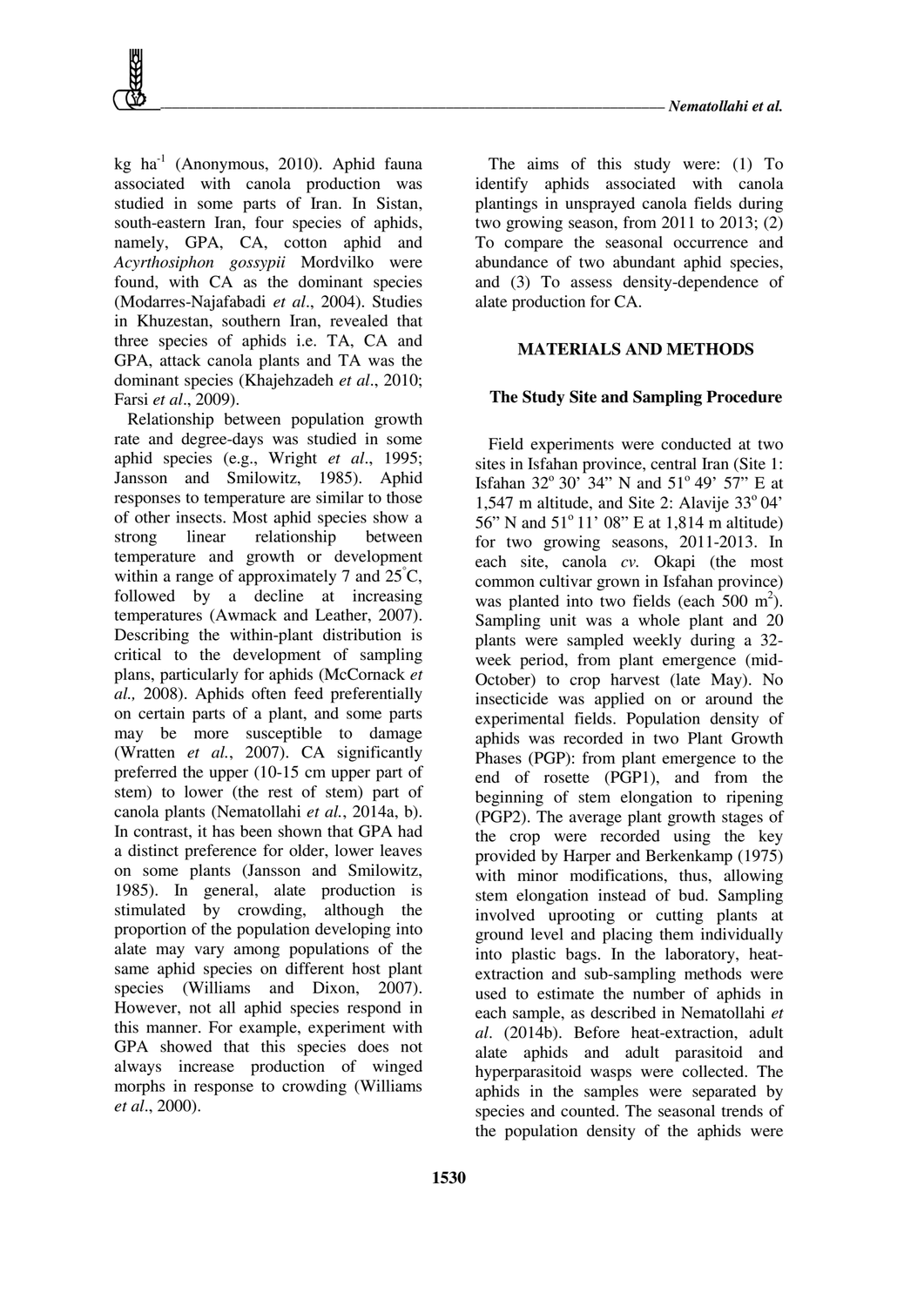kg ha$^{-1}$ (Anonymous, 2010). Aphid fauna associated with canola production was studied in some parts of Iran. In Sistan, south-eastern Iran, four species of aphids, namely, GPA, CA, cotton aphid and *Acyrthosiphon gossypii* Mordvilko were found, with CA as the dominant species (Modarres-Najafabadi *et al*., 2004). Studies in Khuzestan, southern Iran, revealed that three species of aphids i.e. TA, CA and GPA, attack canola plants and TA was the dominant species (Khajehzadeh *et al*., 2010; Farsi *et al*., 2009).

Relationship between population growth rate and degree-days was studied in some aphid species (e.g., Wright *et al*., 1995; Jansson and Smilowitz, 1985). Aphid responses to temperature are similar to those of other insects. Most aphid species show a strong linear relationship between temperature and growth or development within a range of approximately 7 and 25°C, followed by a decline at increasing temperatures (Awmack and Leather, 2007). Describing the within-plant distribution is critical to the development of sampling plans, particularly for aphids (McCornack *et al.,* 2008). Aphids often feed preferentially on certain parts of a plant, and some parts may be more susceptible to damage (Wratten *et al.*, 2007). CA significantly preferred the upper (10-15 cm upper part of stem) to lower (the rest of stem) part of canola plants (Nematollahi *et al.*, 2014a, b). In contrast, it has been shown that GPA had a distinct preference for older, lower leaves on some plants (Jansson and Smilowitz, 1985). In general, alate production is stimulated by crowding, although the proportion of the population developing into alate may vary among populations of the same aphid species on different host plant species (Williams and Dixon, 2007). However, not all aphid species respond in this manner. For example, experiment with GPA showed that this species does not always increase production of winged morphs in response to crowding (Williams *et al*., 2000).

The aims of this study were: (1) To identify aphids associated with canola plantings in unsprayed canola fields during two growing season, from 2011 to 2013; (2) To compare the seasonal occurrence and abundance of two abundant aphid species, and (3) To assess density-dependence of alate production for CA.

## MATERIALS AND METHODS

### The Study Site and Sampling Procedure

Field experiments were conducted at two sites in Isfahan province, central Iran (Site 1: Isfahan 32° 30' 34" N and 51° 49' 57" E at 1,547 m altitude, and Site 2: Alavije 33° 04' 56" N and 51° 11' 08" E at 1,814 m altitude) for two growing seasons, 2011-2013. In each site, canola *cv.* Okapi (the most common cultivar grown in Isfahan province) was planted into two fields (each 500 m$^2$). Sampling unit was a whole plant and 20 plants were sampled weekly during a 32-week period, from plant emergence (mid-October) to crop harvest (late May). No insecticide was applied on or around the experimental fields. Population density of aphids was recorded in two Plant Growth Phases (PGP): from plant emergence to the end of rosette (PGP1), and from the beginning of stem elongation to ripening (PGP2). The average plant growth stages of the crop were recorded using the key provided by Harper and Berkenkamp (1975) with minor modifications, thus, allowing stem elongation instead of bud. Sampling involved uprooting or cutting plants at ground level and placing them individually into plastic bags. In the laboratory, heat-extraction and sub-sampling methods were used to estimate the number of aphids in each sample, as described in Nematollahi *et al*. (2014b). Before heat-extraction, adult alate aphids and adult parasitoid and hyperparasitoid wasps were collected. The aphids in the samples were separated by species and counted. The seasonal trends of the population density of the aphids were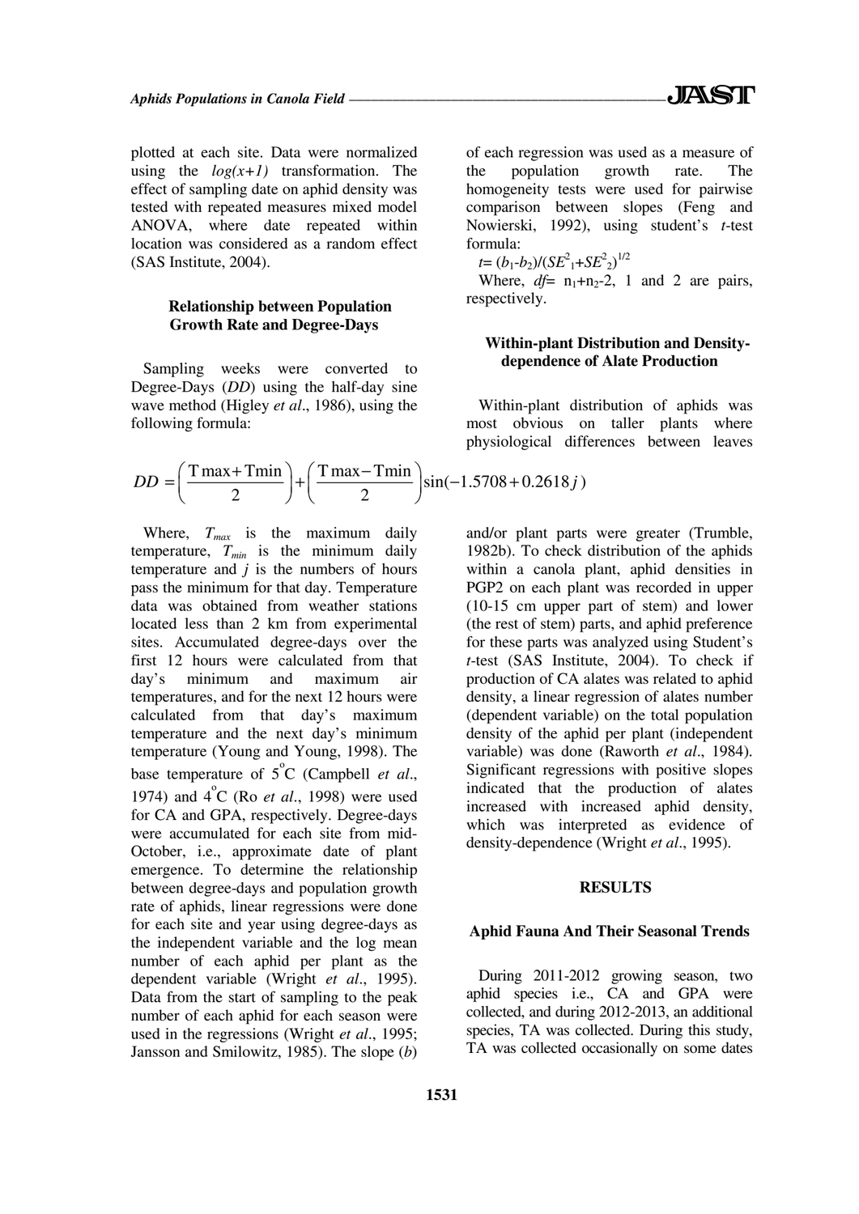plotted at each site. Data were normalized using the $log(x+1)$ transformation. The effect of sampling date on aphid density was tested with repeated measures mixed model ANOVA, where date repeated within location was considered as a random effect (SAS Institute, 2004).

### Relationship between Population Growth Rate and Degree-Days

Sampling weeks were converted to Degree-Days (*DD*) using the half-day sine wave method (Higley *et al*., 1986), using the following formula:

$$DD = \left(\frac{T\max + T\min}{2}\right) + \left(\frac{T\max - T\min}{2}\right)\sin(-1.5708 + 0.2618j)$$

Where, $T_{max}$ is the maximum daily temperature, $T_{min}$ is the minimum daily temperature and $j$ is the numbers of hours pass the minimum for that day. Temperature data was obtained from weather stations located less than 2 km from experimental sites. Accumulated degree-days over the first 12 hours were calculated from that day's minimum and maximum air temperatures, and for the next 12 hours were calculated from that day's maximum temperature and the next day's minimum temperature (Young and Young, 1998). The base temperature of 5°C (Campbell *et al*., 1974) and 4°C (Ro *et al*., 1998) were used for CA and GPA, respectively. Degree-days were accumulated for each site from mid-October, i.e., approximate date of plant emergence. To determine the relationship between degree-days and population growth rate of aphids, linear regressions were done for each site and year using degree-days as the independent variable and the log mean number of each aphid per plant as the dependent variable (Wright *et al*., 1995). Data from the start of sampling to the peak number of each aphid for each season were used in the regressions (Wright *et al*., 1995; Jansson and Smilowitz, 1985). The slope ($b$) of each regression was used as a measure of the population growth rate. The homogeneity tests were used for pairwise comparison between slopes (Feng and Nowierski, 1992), using student's $t$-test formula:

$t = (b_1 - b_2)/(SE^2_1 + SE^2_2)^{1/2}$

Where, $df = n_1 + n_2 - 2$, 1 and 2 are pairs, respectively.

### Within-plant Distribution and Density-dependence of Alate Production

Within-plant distribution of aphids was most obvious on taller plants where physiological differences between leaves and/or plant parts were greater (Trumble, 1982b). To check distribution of the aphids within a canola plant, aphid densities in PGP2 on each plant was recorded in upper (10-15 cm upper part of stem) and lower (the rest of stem) parts, and aphid preference for these parts was analyzed using Student's $t$-test (SAS Institute, 2004). To check if production of CA alates was related to aphid density, a linear regression of alates number (dependent variable) on the total population density of the aphid per plant (independent variable) was done (Raworth *et al*., 1984). Significant regressions with positive slopes indicated that the production of alates increased with increased aphid density, which was interpreted as evidence of density-dependence (Wright *et al*., 1995).

## RESULTS

### Aphid Fauna And Their Seasonal Trends

During 2011-2012 growing season, two aphid species i.e., CA and GPA were collected, and during 2012-2013, an additional species, TA was collected. During this study, TA was collected occasionally on some dates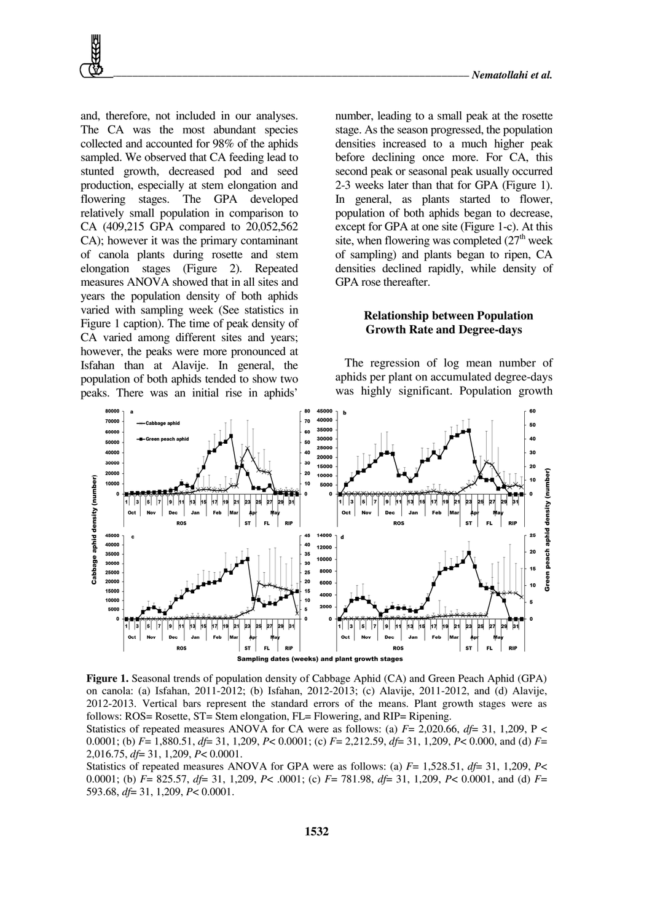and, therefore, not included in our analyses. The CA was the most abundant species collected and accounted for 98% of the aphids sampled. We observed that CA feeding lead to stunted growth, decreased pod and seed production, especially at stem elongation and flowering stages. The GPA developed relatively small population in comparison to CA (409,215 GPA compared to 20,052,562 CA); however it was the primary contaminant of canola plants during rosette and stem elongation stages (Figure 2). Repeated measures ANOVA showed that in all sites and years the population density of both aphids varied with sampling week (See statistics in Figure 1 caption). The time of peak density of CA varied among different sites and years; however, the peaks were more pronounced at Isfahan than at Alavije. In general, the population of both aphids tended to show two peaks. There was an initial rise in aphids' number, leading to a small peak at the rosette stage. As the season progressed, the population densities increased to a much higher peak before declining once more. For CA, this second peak or seasonal peak usually occurred 2-3 weeks later than that for GPA (Figure 1). In general, as plants started to flower, population of both aphids began to decrease, except for GPA at one site (Figure 1-c). At this site, when flowering was completed (27[th] week of sampling) and plants began to ripen, CA densities declined rapidly, while density of GPA rose thereafter.

### Relationship between Population Growth Rate and Degree-days

The regression of log mean number of aphids per plant on accumulated degree-days was highly significant. Population growth

**Figure 1.** Seasonal trends of population density of Cabbage Aphid (CA) and Green Peach Aphid (GPA) on canola: (a) Isfahan, 2011-2012; (b) Isfahan, 2012-2013; (c) Alavije, 2011-2012, and (d) Alavije, 2012-2013. Vertical bars represent the standard errors of the means. Plant growth stages were as follows: ROS= Rosette, ST= Stem elongation, FL= Flowering, and RIP= Ripening.

Statistics of repeated measures ANOVA for CA were as follows: (a) $F$= 2,020.66, $df$= 31, 1,209, P < 0.0001; (b) $F$= 1,880.51, $df$= 31, 1,209, $P$< 0.0001; (c) $F$= 2,212.59, $df$= 31, 1,209, $P$< 0.000, and (d) $F$= 2,016.75, $df$= 31, 1,209, $P$< 0.0001.

Statistics of repeated measures ANOVA for GPA were as follows: (a) $F$= 1,528.51, $df$= 31, 1,209, $P$< 0.0001; (b) $F$= 825.57, $df$= 31, 1,209, $P$< .0001; (c) $F$= 781.98, $df$= 31, 1,209, $P$< 0.0001, and (d) $F$= 593.68, $df$= 31, 1,209, $P$< 0.0001.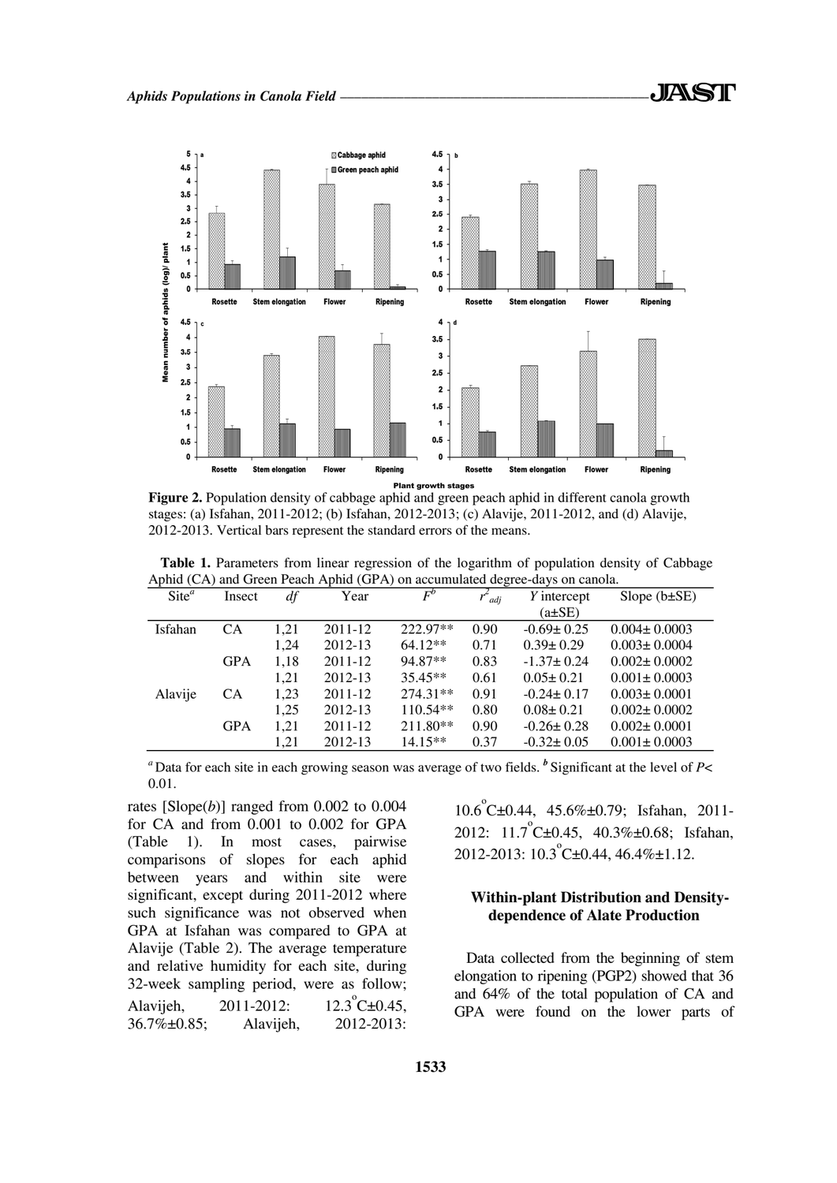Figure 2. Population density of cabbage aphid and green peach aphid in different canola growth stages: (a) Isfahan, 2011-2012; (b) Isfahan, 2012-2013; (c) Alavije, 2011-2012, and (d) Alavije, 2012-2013. Vertical bars represent the standard errors of the means.

**Table 1.** Parameters from linear regression of the logarithm of population density of Cabbage Aphid (CA) and Green Peach Aphid (GPA) on accumulated degree-days on canola.

| Site[a] | Insect | *df* | Year | $F^b$ | $r^2_{adj}$ | *Y* intercept (a±SE) | Slope (b±SE) |
|---|---|---|---|---|---|---|---|
| Isfahan | CA | 1,21 | 2011-12 | 222.97** | 0.90 | -0.69± 0.25 | 0.004± 0.0003 |
| | | 1,24 | 2012-13 | 64.12** | 0.71 | 0.39± 0.29 | 0.003± 0.0004 |
| | GPA | 1,18 | 2011-12 | 94.87** | 0.83 | -1.37± 0.24 | 0.002± 0.0002 |
| | | 1,21 | 2012-13 | 35.45** | 0.61 | 0.05± 0.21 | 0.001± 0.0003 |
| Alavije | CA | 1,23 | 2011-12 | 274.31** | 0.91 | -0.24± 0.17 | 0.003± 0.0001 |
| | | 1,25 | 2012-13 | 110.54** | 0.80 | 0.08± 0.21 | 0.002± 0.0002 |
| | GPA | 1,21 | 2011-12 | 211.80** | 0.90 | -0.26± 0.28 | 0.002± 0.0001 |
| | | 1,21 | 2012-13 | 14.15** | 0.37 | -0.32± 0.05 | 0.001± 0.0003 |

[a] Data for each site in each growing season was average of two fields. [b] Significant at the level of $P< 0.01$.

rates [Slope(*b*)] ranged from 0.002 to 0.004 for CA and from 0.001 to 0.002 for GPA (Table 1). In most cases, pairwise comparisons of slopes for each aphid between years and within site were significant, except during 2011-2012 where such significance was not observed when GPA at Isfahan was compared to GPA at Alavije (Table 2). The average temperature and relative humidity for each site, during 32-week sampling period, were as follow; Alavijeh, 2011-2012: 12.3°C±0.45, 36.7%±0.85; Alavijeh, 2012-2013: 10.6°C±0.44, 45.6%±0.79; Isfahan, 2011-2012: 11.7°C±0.45, 40.3%±0.68; Isfahan, 2012-2013: 10.3°C±0.44, 46.4%±1.12.

## Within-plant Distribution and Density-dependence of Alate Production

Data collected from the beginning of stem elongation to ripening (PGP2) showed that 36 and 64% of the total population of CA and GPA were found on the lower parts of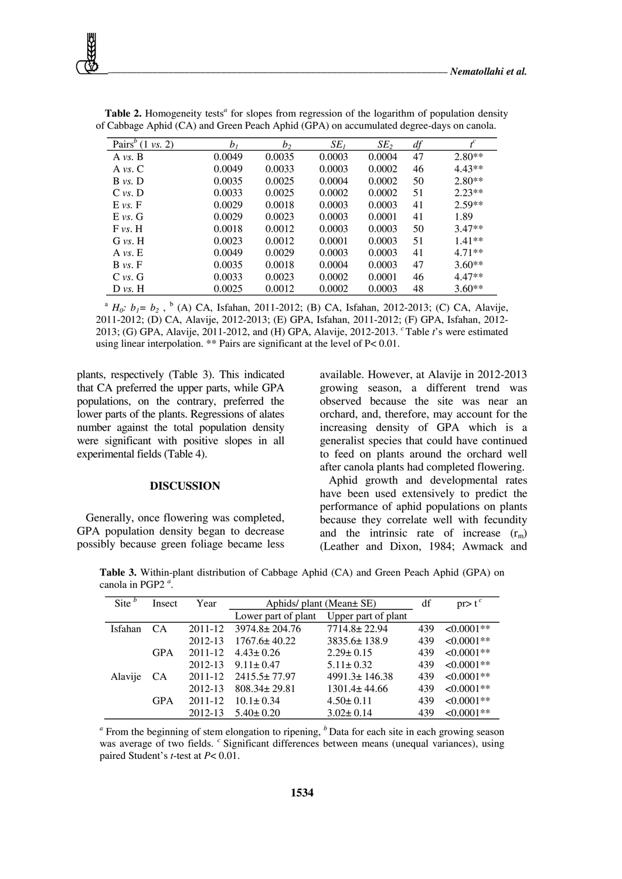**Table 2.** Homogeneity tests[a] for slopes from regression of the logarithm of population density of Cabbage Aphid (CA) and Green Peach Aphid (GPA) on accumulated degree-days on canola.

| Pairs[b] (1 *vs*. 2) | $b_1$ | $b_2$ | $SE_1$ | $SE_2$ | *df* | $t^c$ |
|---|---|---|---|---|---|---|
| A *vs*. B | 0.0049 | 0.0035 | 0.0003 | 0.0004 | 47 | 2.80** |
| A *vs*. C | 0.0049 | 0.0033 | 0.0003 | 0.0002 | 46 | 4.43** |
| B *vs*. D | 0.0035 | 0.0025 | 0.0004 | 0.0002 | 50 | 2.80** |
| C *vs*. D | 0.0033 | 0.0025 | 0.0002 | 0.0002 | 51 | 2.23** |
| E *vs*. F | 0.0029 | 0.0018 | 0.0003 | 0.0003 | 41 | 2.59** |
| E *vs*. G | 0.0029 | 0.0023 | 0.0003 | 0.0001 | 41 | 1.89 |
| F *vs*. H | 0.0018 | 0.0012 | 0.0003 | 0.0003 | 50 | 3.47** |
| G *vs*. H | 0.0023 | 0.0012 | 0.0001 | 0.0003 | 51 | 1.41** |
| A *vs*. E | 0.0049 | 0.0029 | 0.0003 | 0.0003 | 41 | 4.71** |
| B *vs*. F | 0.0035 | 0.0018 | 0.0004 | 0.0003 | 47 | 3.60** |
| C *vs*. G | 0.0033 | 0.0023 | 0.0002 | 0.0001 | 46 | 4.47** |
| D *vs*. H | 0.0025 | 0.0012 | 0.0002 | 0.0003 | 48 | 3.60** |

[a] $H_0$: $b_1 = b_2$ , [b] (A) CA, Isfahan, 2011-2012; (B) CA, Isfahan, 2012-2013; (C) CA, Alavije, 2011-2012; (D) CA, Alavije, 2012-2013; (E) GPA, Isfahan, 2011-2012; (F) GPA, Isfahan, 2012-2013; (G) GPA, Alavije, 2011-2012, and (H) GPA, Alavije, 2012-2013. [c] Table *t*'s were estimated using linear interpolation. ** Pairs are significant at the level of $P < 0.01$.

plants, respectively (Table 3). This indicated that CA preferred the upper parts, while GPA populations, on the contrary, preferred the lower parts of the plants. Regressions of alates number against the total population density were significant with positive slopes in all experimental fields (Table 4).

## DISCUSSION

Generally, once flowering was completed, GPA population density began to decrease possibly because green foliage became less available. However, at Alavije in 2012-2013 growing season, a different trend was observed because the site was near an orchard, and, therefore, may account for the increasing density of GPA which is a generalist species that could have continued to feed on plants around the orchard well after canola plants had completed flowering.

Aphid growth and developmental rates have been used extensively to predict the performance of aphid populations on plants because they correlate well with fecundity and the intrinsic rate of increase ($r_m$) (Leather and Dixon, 1984; Awmack and

**Table 3.** Within-plant distribution of Cabbage Aphid (CA) and Green Peach Aphid (GPA) on canola in PGP2 [a].

| Site [b] | Insect | Year | Aphids/ plant (Mean± SE) | | df | pr> t [c] |
|---|---|---|---|---|---|---|
| | | | Lower part of plant | Upper part of plant | | |
| Isfahan | CA | 2011-12 | 3974.8± 204.76 | 7714.8± 22.94 | 439 | <0.0001** |
| | | 2012-13 | 1767.6± 40.22 | 3835.6± 138.9 | 439 | <0.0001** |
| | GPA | 2011-12 | 4.43± 0.26 | 2.29± 0.15 | 439 | <0.0001** |
| | | 2012-13 | 9.11± 0.47 | 5.11± 0.32 | 439 | <0.0001** |
| Alavije | CA | 2011-12 | 2415.5± 77.97 | 4991.3± 146.38 | 439 | <0.0001** |
| | | 2012-13 | 808.34± 29.81 | 1301.4± 44.66 | 439 | <0.0001** |
| | GPA | 2011-12 | 10.1± 0.34 | 4.50± 0.11 | 439 | <0.0001** |
| | | 2012-13 | 5.40± 0.20 | 3.02± 0.14 | 439 | <0.0001** |

[a] From the beginning of stem elongation to ripening, [b] Data for each site in each growing season was average of two fields. [c] Significant differences between means (unequal variances), using paired Student's *t*-test at $P < 0.01$.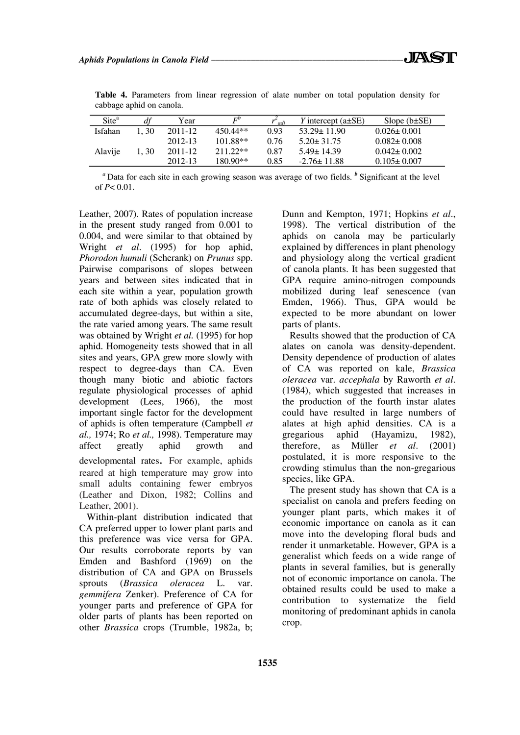**Table 4.** Parameters from linear regression of alate number on total population density for cabbage aphid on canola.

| Site[a] | *df* | Year | $F^b$ | $r^2_{adj}$ | *Y* intercept (a±SE) | Slope (b±SE) |
|---|---|---|---|---|---|---|
| Isfahan | 1, 30 | 2011-12 | 450.44** | 0.93 | 53.29± 11.90 | 0.026± 0.001 |
| | | 2012-13 | 101.88** | 0.76 | 5.20± 31.75 | 0.082± 0.008 |
| Alavije | 1, 30 | 2011-12 | 211.22** | 0.87 | 5.49± 14.39 | 0.042± 0.002 |
| | | 2012-13 | 180.90** | 0.85 | -2.76± 11.88 | 0.105± 0.007 |

[a] Data for each site in each growing season was average of two fields. [b] Significant at the level of $P< 0.01$.

Leather, 2007). Rates of population increase in the present study ranged from 0.001 to 0.004, and were similar to that obtained by Wright *et al.* (1995) for hop aphid, *Phorodon humuli* (Scherank) on *Prunus* spp. Pairwise comparisons of slopes between years and between sites indicated that in each site within a year, population growth rate of both aphids was closely related to accumulated degree-days, but within a site, the rate varied among years. The same result was obtained by Wright *et al.* (1995) for hop aphid. Homogeneity tests showed that in all sites and years, GPA grew more slowly with respect to degree-days than CA. Even though many biotic and abiotic factors regulate physiological processes of aphid development (Lees, 1966), the most important single factor for the development of aphids is often temperature (Campbell *et al.,* 1974; Ro *et al.,* 1998). Temperature may affect greatly aphid growth and developmental rates. For example, aphids reared at high temperature may grow into small adults containing fewer embryos (Leather and Dixon, 1982; Collins and Leather, 2001).

Within-plant distribution indicated that CA preferred upper to lower plant parts and this preference was vice versa for GPA. Our results corroborate reports by van Emden and Bashford (1969) on the distribution of CA and GPA on Brussels sprouts (*Brassica oleracea* L. var. *gemmifera* Zenker). Preference of CA for younger parts and preference of GPA for older parts of plants has been reported on other *Brassica* crops (Trumble, 1982a, b; Dunn and Kempton, 1971; Hopkins *et al.*, 1998). The vertical distribution of the aphids on canola may be particularly explained by differences in plant phenology and physiology along the vertical gradient of canola plants. It has been suggested that GPA require amino-nitrogen compounds mobilized during leaf senescence (van Emden, 1966). Thus, GPA would be expected to be more abundant on lower parts of plants.

Results showed that the production of CA alates on canola was density-dependent. Density dependence of production of alates of CA was reported on kale, *Brassica oleracea* var. *accephala* by Raworth *et al.* (1984), which suggested that increases in the production of the fourth instar alates could have resulted in large numbers of alates at high aphid densities. CA is a gregarious aphid (Hayamizu, 1982), therefore, as Müller *et al*. (2001) postulated, it is more responsive to the crowding stimulus than the non-gregarious species, like GPA.

The present study has shown that CA is a specialist on canola and prefers feeding on younger plant parts, which makes it of economic importance on canola as it can move into the developing floral buds and render it unmarketable. However, GPA is a generalist which feeds on a wide range of plants in several families, but is generally not of economic importance on canola. The obtained results could be used to make a contribution to systematize the field monitoring of predominant aphids in canola crop.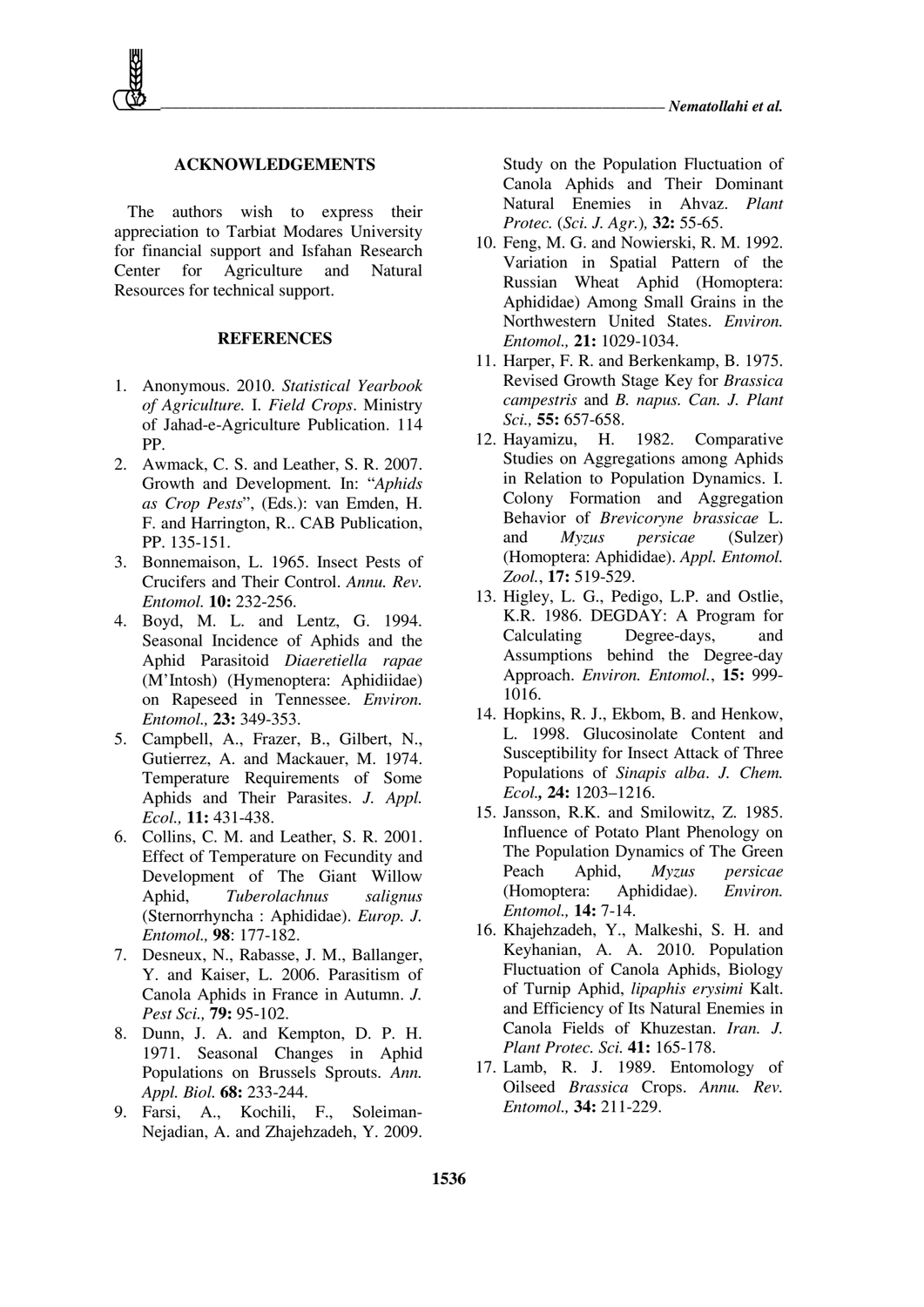## ACKNOWLEDGEMENTS

The authors wish to express their appreciation to Tarbiat Modares University for financial support and Isfahan Research Center for Agriculture and Natural Resources for technical support.

## REFERENCES

1. Anonymous. 2010. *Statistical Yearbook of Agriculture.* I. *Field Crops*. Ministry of Jahad-e-Agriculture Publication. 114 PP.
2. Awmack, C. S. and Leather, S. R. 2007. Growth and Development. In: "*Aphids as Crop Pests*", (Eds.): van Emden, H. F. and Harrington, R.. CAB Publication, PP. 135-151.
3. Bonnemaison, L. 1965. Insect Pests of Crucifers and Their Control. *Annu. Rev. Entomol.* **10:** 232-256.
4. Boyd, M. L. and Lentz, G. 1994. Seasonal Incidence of Aphids and the Aphid Parasitoid *Diaeretiella rapae* (M'Intosh) (Hymenoptera: Aphidiidae) on Rapeseed in Tennessee. *Environ. Entomol.,* **23:** 349-353.
5. Campbell, A., Frazer, B., Gilbert, N., Gutierrez, A. and Mackauer, M. 1974. Temperature Requirements of Some Aphids and Their Parasites. *J. Appl. Ecol.,* **11:** 431-438.
6. Collins, C. M. and Leather, S. R. 2001. Effect of Temperature on Fecundity and Development of The Giant Willow Aphid, *Tuberolachnus salignus* (Sternorrhyncha : Aphididae). *Europ. J. Entomol.,* **98**: 177-182.
7. Desneux, N., Rabasse, J. M., Ballanger, Y. and Kaiser, L. 2006. Parasitism of Canola Aphids in France in Autumn. *J. Pest Sci.,* **79:** 95-102.
8. Dunn, J. A. and Kempton, D. P. H. 1971. Seasonal Changes in Aphid Populations on Brussels Sprouts. *Ann. Appl. Biol.* **68:** 233-244.
9. Farsi, A., Kochili, F., Soleiman-Nejadian, A. and Zhajehzadeh, Y. 2009. Study on the Population Fluctuation of Canola Aphids and Their Dominant Natural Enemies in Ahvaz. *Plant Protec.* (*Sci. J. Agr.*)*,* **32:** 55-65.
10. Feng, M. G. and Nowierski, R. M. 1992. Variation in Spatial Pattern of the Russian Wheat Aphid (Homoptera: Aphididae) Among Small Grains in the Northwestern United States. *Environ. Entomol.,* **21:** 1029-1034.
11. Harper, F. R. and Berkenkamp, B. 1975. Revised Growth Stage Key for *Brassica campestris* and *B. napus*. *Can. J. Plant Sci.,* **55:** 657-658.
12. Hayamizu, H. 1982. Comparative Studies on Aggregations among Aphids in Relation to Population Dynamics. I. Colony Formation and Aggregation Behavior of *Brevicoryne brassicae* L. and *Myzus persicae* (Sulzer) (Homoptera: Aphididae). *Appl. Entomol. Zool.*, **17:** 519-529.
13. Higley, L. G., Pedigo, L.P. and Ostlie, K.R. 1986. DEGDAY: A Program for Calculating Degree-days, and Assumptions behind the Degree-day Approach. *Environ. Entomol.*, **15:** 999-1016.
14. Hopkins, R. J., Ekbom, B. and Henkow, L. 1998. Glucosinolate Content and Susceptibility for Insect Attack of Three Populations of *Sinapis alba*. *J. Chem. Ecol.,* **24:** 1203–1216.
15. Jansson, R.K. and Smilowitz, Z. 1985. Influence of Potato Plant Phenology on The Population Dynamics of The Green Peach Aphid, *Myzus persicae* (Homoptera: Aphididae). *Environ. Entomol.,* **14:** 7-14.
16. Khajehzadeh, Y., Malkeshi, S. H. and Keyhanian, A. A. 2010. Population Fluctuation of Canola Aphids, Biology of Turnip Aphid, *lipaphis erysimi* Kalt. and Efficiency of Its Natural Enemies in Canola Fields of Khuzestan. *Iran. J. Plant Protec. Sci.* **41:** 165-178.
17. Lamb, R. J. 1989. Entomology of Oilseed *Brassica* Crops. *Annu. Rev. Entomol.,* **34:** 211-229.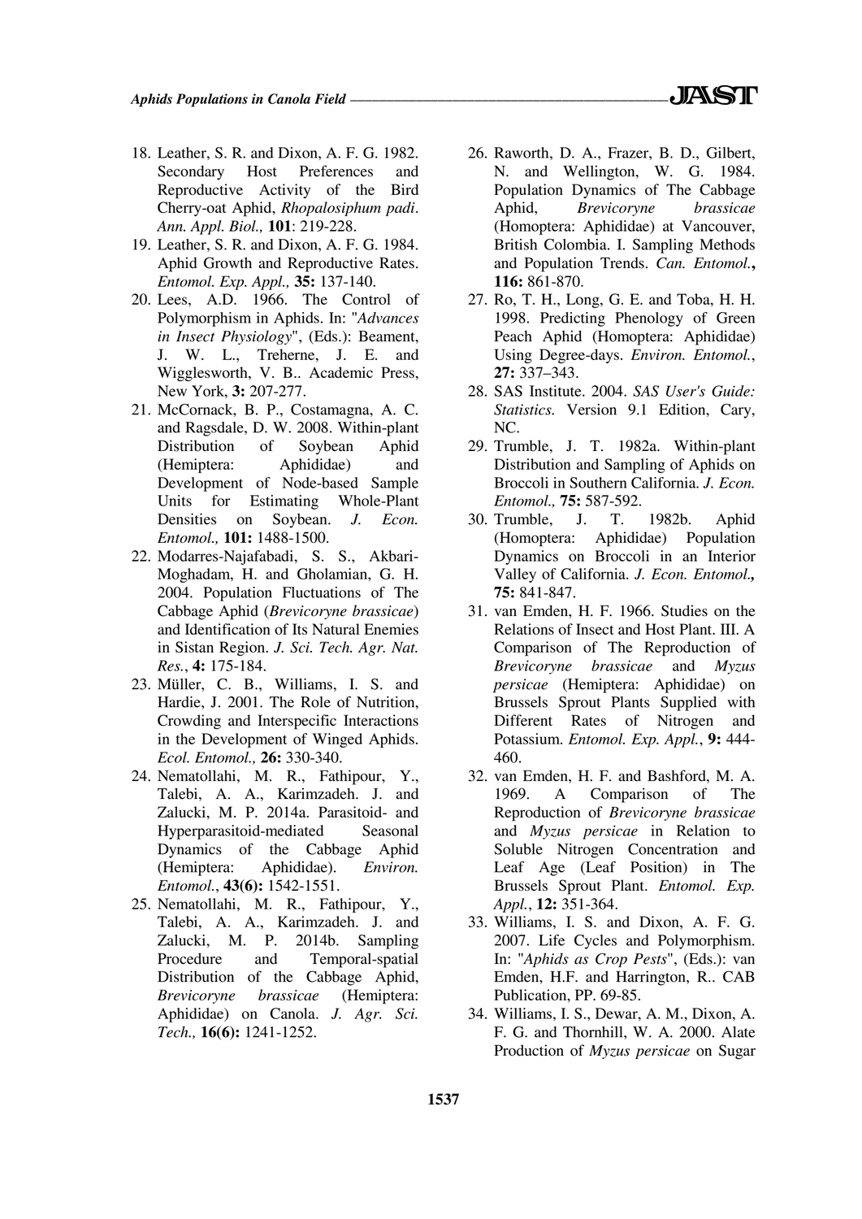18. Leather, S. R. and Dixon, A. F. G. 1982. Secondary Host Preferences and Reproductive Activity of the Bird Cherry-oat Aphid, *Rhopalosiphum padi*. *Ann. Appl. Biol.,* **101**: 219-228.
19. Leather, S. R. and Dixon, A. F. G. 1984. Aphid Growth and Reproductive Rates. *Entomol. Exp. Appl.,* **35:** 137-140.
20. Lees, A.D. 1966. The Control of Polymorphism in Aphids. In: "*Advances in Insect Physiology*", (Eds.): Beament, J. W. L., Treherne, J. E. and Wigglesworth, V. B.. Academic Press, New York, **3:** 207-277.
21. McCornack, B. P., Costamagna, A. C. and Ragsdale, D. W. 2008. Within-plant Distribution of Soybean Aphid (Hemiptera: Aphididae) and Development of Node-based Sample Units for Estimating Whole-Plant Densities on Soybean. *J. Econ. Entomol.,* **101:** 1488-1500.
22. Modarres-Najafabadi, S. S., Akbari-Moghadam, H. and Gholamian, G. H. 2004. Population Fluctuations of The Cabbage Aphid (*Brevicoryne brassicae*) and Identification of Its Natural Enemies in Sistan Region. *J. Sci. Tech. Agr. Nat. Res.*, **4:** 175-184.
23. Müller, C. B., Williams, I. S. and Hardie, J. 2001. The Role of Nutrition, Crowding and Interspecific Interactions in the Development of Winged Aphids. *Ecol. Entomol.,* **26:** 330-340.
24. Nematollahi, M. R., Fathipour, Y., Talebi, A. A., Karimzadeh. J. and Zalucki, M. P. 2014a. Parasitoid- and Hyperparasitoid-mediated Seasonal Dynamics of the Cabbage Aphid (Hemiptera: Aphididae). *Environ. Entomol.*, **43(6):** 1542-1551.
25. Nematollahi, M. R., Fathipour, Y., Talebi, A. A., Karimzadeh. J. and Zalucki, M. P. 2014b. Sampling Procedure and Temporal-spatial Distribution of the Cabbage Aphid, *Brevicoryne brassicae* (Hemiptera: Aphididae) on Canola. *J. Agr. Sci. Tech.,* **16(6):** 1241-1252.
26. Raworth, D. A., Frazer, B. D., Gilbert, N. and Wellington, W. G. 1984. Population Dynamics of The Cabbage Aphid, *Brevicoryne brassicae* (Homoptera: Aphididae) at Vancouver, British Colombia. I. Sampling Methods and Population Trends. *Can. Entomol.***,** **116:** 861-870.
27. Ro, T. H., Long, G. E. and Toba, H. H. 1998. Predicting Phenology of Green Peach Aphid (Homoptera: Aphididae) Using Degree-days. *Environ. Entomol.*, **27:** 337–343.
28. SAS Institute. 2004. *SAS User's Guide: Statistics.* Version 9.1 Edition, Cary, NC.
29. Trumble, J. T. 1982a. Within-plant Distribution and Sampling of Aphids on Broccoli in Southern California. *J. Econ. Entomol.,* **75:** 587-592.
30. Trumble, J. T. 1982b. Aphid (Homoptera: Aphididae) Population Dynamics on Broccoli in an Interior Valley of California. *J. Econ. Entomol.***,** **75:** 841-847.
31. van Emden, H. F. 1966. Studies on the Relations of Insect and Host Plant. III. A Comparison of The Reproduction of *Brevicoryne brassicae* and *Myzus persicae* (Hemiptera: Aphididae) on Brussels Sprout Plants Supplied with Different Rates of Nitrogen and Potassium. *Entomol. Exp. Appl.*, **9:** 444-460.
32. van Emden, H. F. and Bashford, M. A. 1969. A Comparison of The Reproduction of *Brevicoryne brassicae* and *Myzus persicae* in Relation to Soluble Nitrogen Concentration and Leaf Age (Leaf Position) in The Brussels Sprout Plant. *Entomol. Exp. Appl.*, **12:** 351-364.
33. Williams, I. S. and Dixon, A. F. G. 2007. Life Cycles and Polymorphism. In: "*Aphids as Crop Pests*", (Eds.): van Emden, H.F. and Harrington, R.. CAB Publication, PP. 69-85.
34. Williams, I. S., Dewar, A. M., Dixon, A. F. G. and Thornhill, W. A. 2000. Alate Production of *Myzus persicae* on Sugar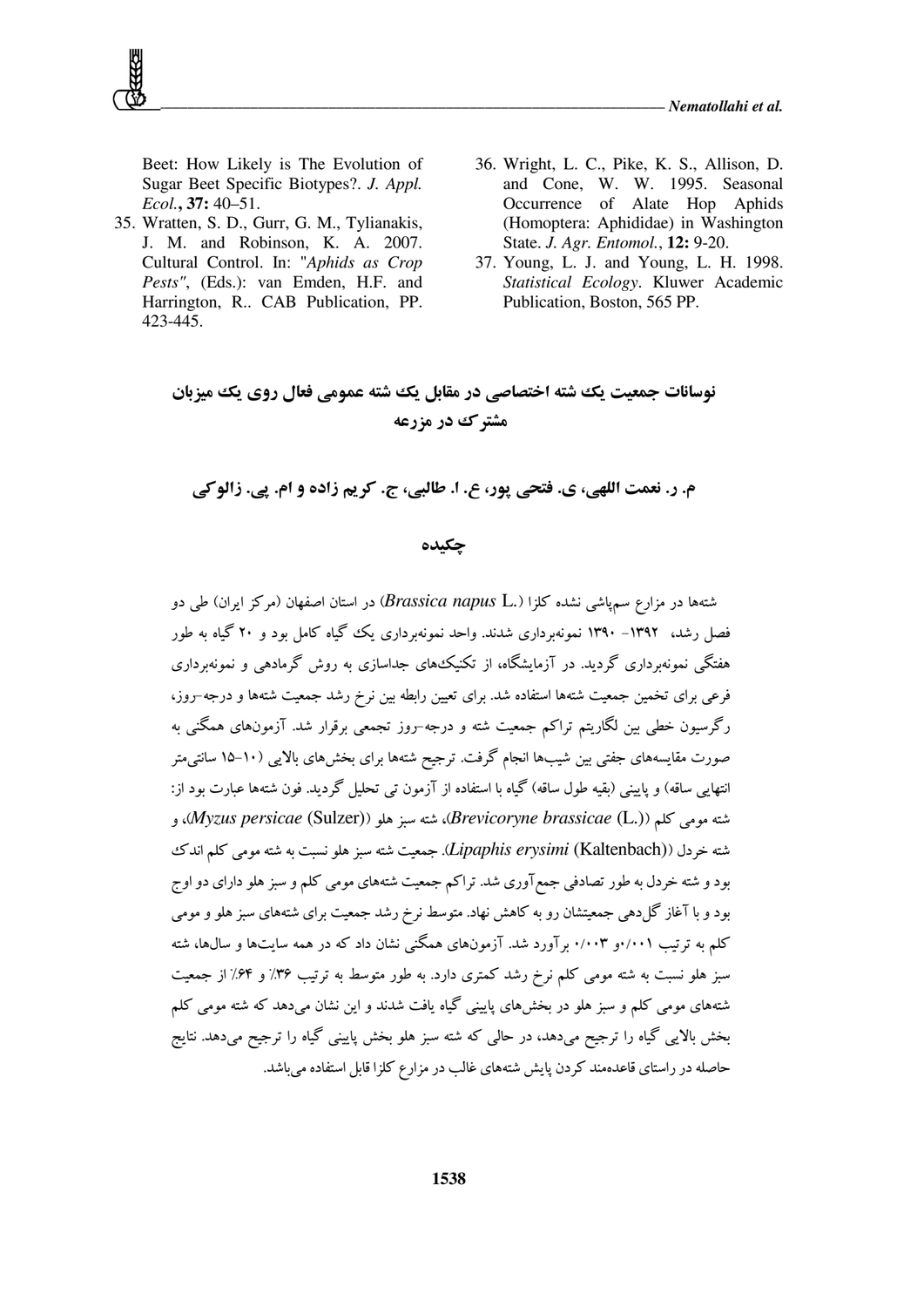Beet: How Likely is The Evolution of Sugar Beet Specific Biotypes?. *J. Appl. Ecol.*, **37:** 40–51.

35. Wratten, S. D., Gurr, G. M., Tylianakis, J. M. and Robinson, K. A. 2007. Cultural Control. In: "*Aphids as Crop Pests*", (Eds.): van Emden, H.F. and Harrington, R.. CAB Publication, PP. 423-445.
36. Wright, L. C., Pike, K. S., Allison, D. and Cone, W. W. 1995. Seasonal Occurrence of Alate Hop Aphids (Homoptera: Aphididae) in Washington State. *J. Agr. Entomol.*, **12:** 9-20.
37. Young, L. J. and Young, L. H. 1998. *Statistical Ecology*. Kluwer Academic Publication, Boston, 565 PP.

## نوسانات جمعیت یک شته اختصاصی در مقابل یک شته عمومی فعال روی یک میزبان مشترک در مزرعه

**م. ر. نعمت اللهی، ی. فتحی پور، ع. ا. طالبی، ج. کریم زاده و ام. پی. زالوکی**

### چکیده

شته‌ها در مزارع سم‌پاشی نشده کلزا (*Brassica napus* L.) در استان اصفهان (مرکز ایران) طی دو فصل رشد، ۱۳۹۲- ۱۳۹۰ نمونه‌برداری شدند. واحد نمونه‌برداری یک گیاه کامل بود و ۲۰ گیاه به طور هفتگی نمونه‌برداری گردید. در آزمایشگاه، از تکنیک‌های جداسازی به روش گرمادهی و نمونه‌برداری فرعی برای تخمین جمعیت شته‌ها استفاده شد. برای تعیین رابطه بین نرخ رشد جمعیت شته‌ها و درجه-روز، رگرسیون خطی بین لگاریتم تراکم جمعیت شته و درجه-روز تجمعی برقرار شد. آزمون‌های همگنی به صورت مقایسه‌های جفتی بین شیب‌ها انجام گرفت. ترجیح شته‌ها برای بخش‌های بالایی (۱۰-۱۵ سانتی‌متر انتهایی ساقه) و پایینی (بقیه طول ساقه) گیاه با استفاده از آزمون تی تحلیل گردید. فون شته‌ها عبارت بود از: شته مومی کلم (*Brevicoryne brassicae* (L.))، شته سبز هلو (*Myzus persicae* (Sulzer))، و شته خردل (*Lipaphis erysimi* (Kaltenbach)). جمعیت شته سبز هلو نسبت به شته مومی کلم اندک بود و شته خردل به طور تصادفی جمع‌آوری شد. تراکم جمعیت شته‌های مومی کلم و سبز هلو دارای دو اوج بود و با آغاز گل‌دهی جمعیتشان رو به کاهش نهاد. متوسط نرخ رشد جمعیت برای شته‌های سبز هلو و مومی کلم به ترتیب ۰/۰۰۱و ۰/۰۰۳ برآورد شد. آزمون‌های همگنی نشان داد که در همه سایت‌ها و سال‌ها، شته سبز هلو نسبت به شته مومی کلم نرخ رشد کمتری دارد. به طور متوسط به ترتیب ۳۶٪ و ۶۴٪ از جمعیت شته‌های مومی کلم و سبز هلو در بخش‌های پایینی گیاه یافت شدند و این نشان می‌دهد که شته مومی کلم بخش بالایی گیاه را ترجیح می‌دهد، در حالی که شته سبز هلو بخش پایینی گیاه را ترجیح می‌دهد. نتایج حاصله در راستای قاعده‌مند کردن پایش شته‌های غالب در مزارع کلزا قابل استفاده می‌باشد.